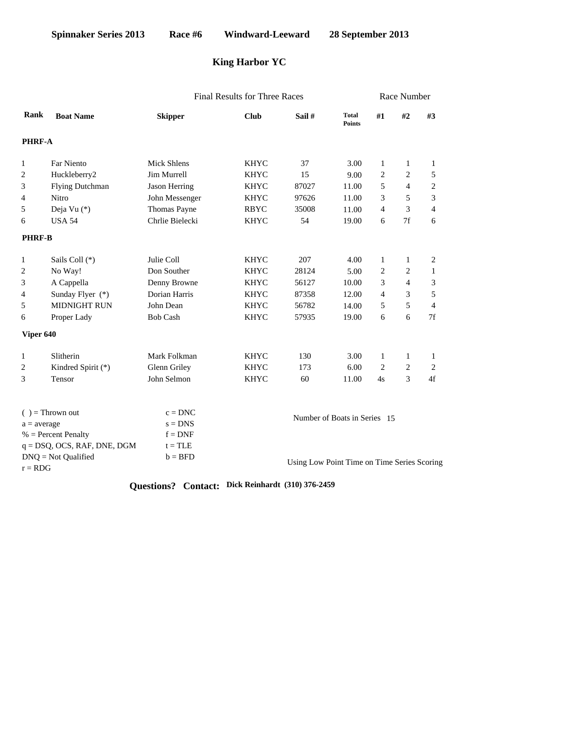**Spinnaker Series 2013 Race #6 Windward-Leeward 28 September 2013**

## King Harbor YC

| Rank | Boat Name | Skipper | Club | Sail # | Total Points | #1 | #2 | #3 |
|---|---|---|---|---|---|---|---|---|
| | | Final Results for Three Races | | | | Race Number | | |
| **PHRF-A** | | | | | | | | |
| 1 | Far Niento | Mick Shlens | KHYC | 37 | 3.00 | 1 | 1 | 1 |
| 2 | Huckleberry2 | Jim Murrell | KHYC | 15 | 9.00 | 2 | 2 | 5 |
| 3 | Flying Dutchman | Jason Herring | KHYC | 87027 | 11.00 | 5 | 4 | 2 |
| 4 | Nitro | John Messenger | KHYC | 97626 | 11.00 | 3 | 5 | 3 |
| 5 | Deja Vu (*) | Thomas Payne | RBYC | 35008 | 11.00 | 4 | 3 | 4 |
| 6 | USA 54 | Chrlie Bielecki | KHYC | 54 | 19.00 | 6 | 7f | 6 |
| **PHRF-B** | | | | | | | | |
| 1 | Sails Coll (*) | Julie Coll | KHYC | 207 | 4.00 | 1 | 1 | 2 |
| 2 | No Way! | Don Souther | KHYC | 28124 | 5.00 | 2 | 2 | 1 |
| 3 | A Cappella | Denny Browne | KHYC | 56127 | 10.00 | 3 | 4 | 3 |
| 4 | Sunday Flyer (*) | Dorian Harris | KHYC | 87358 | 12.00 | 4 | 3 | 5 |
| 5 | MIDNIGHT RUN | John Dean | KHYC | 56782 | 14.00 | 5 | 5 | 4 |
| 6 | Proper Lady | Bob Cash | KHYC | 57935 | 19.00 | 6 | 6 | 7f |
| **Viper 640** | | | | | | | | |
| 1 | Slitherin | Mark Folkman | KHYC | 130 | 3.00 | 1 | 1 | 1 |
| 2 | Kindred Spirit (*) | Glenn Griley | KHYC | 173 | 6.00 | 2 | 2 | 2 |
| 3 | Tensor | John Selmon | KHYC | 60 | 11.00 | 4s | 3 | 4f |

( ) = Thrown out
a = average
% = Percent Penalty
q = DSQ, OCS, RAF, DNE, DGM
DNQ = Not Qualified
r = RDG

c = DNC
s = DNS
f = DNF
t = TLE
b = BFD

Number of Boats in Series 15

Using Low Point Time on Time Series Scoring

**Questions? Contact: Dick Reinhardt (310) 376-2459**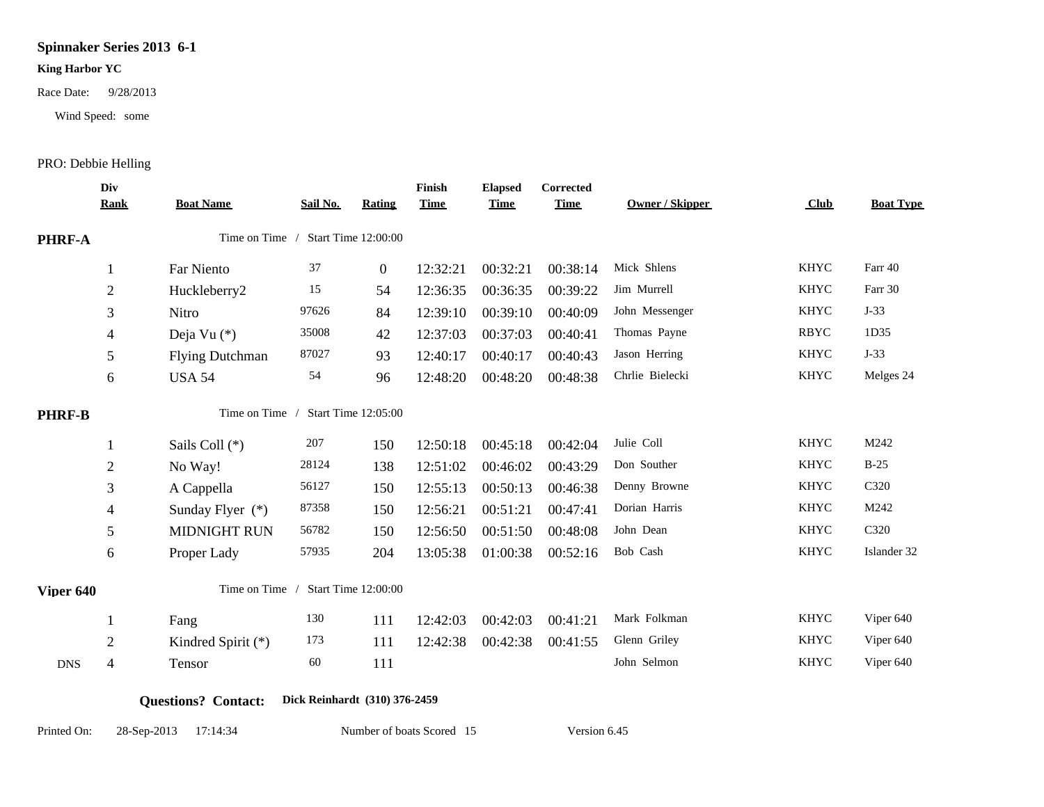# Spinnaker Series 2013 6-1

**King Harbor YC**

Race Date: 9/28/2013

Wind Speed: some

PRO: Debbie Helling

| | Div Rank | Boat Name | Sail No. | Rating | Finish Time | Elapsed Time | Corrected Time | Owner / Skipper | Club | Boat Type |
|---|---|---|---|---|---|---|---|---|---|---|
| **PHRF-A** | | Time on Time / Start Time 12:00:00 | | | | | | | | |
| | 1 | Far Niento | 37 | 0 | 12:32:21 | 00:32:21 | 00:38:14 | Mick Shlens | KHYC | Farr 40 |
| | 2 | Huckleberry2 | 15 | 54 | 12:36:35 | 00:36:35 | 00:39:22 | Jim Murrell | KHYC | Farr 30 |
| | 3 | Nitro | 97626 | 84 | 12:39:10 | 00:39:10 | 00:40:09 | John Messenger | KHYC | J-33 |
| | 4 | Deja Vu (*) | 35008 | 42 | 12:37:03 | 00:37:03 | 00:40:41 | Thomas Payne | RBYC | 1D35 |
| | 5 | Flying Dutchman | 87027 | 93 | 12:40:17 | 00:40:17 | 00:40:43 | Jason Herring | KHYC | J-33 |
| | 6 | USA 54 | 54 | 96 | 12:48:20 | 00:48:20 | 00:48:38 | Chrlie Bielecki | KHYC | Melges 24 |
| **PHRF-B** | | Time on Time / Start Time 12:05:00 | | | | | | | | |
| | 1 | Sails Coll (*) | 207 | 150 | 12:50:18 | 00:45:18 | 00:42:04 | Julie Coll | KHYC | M242 |
| | 2 | No Way! | 28124 | 138 | 12:51:02 | 00:46:02 | 00:43:29 | Don Souther | KHYC | B-25 |
| | 3 | A Cappella | 56127 | 150 | 12:55:13 | 00:50:13 | 00:46:38 | Denny Browne | KHYC | C320 |
| | 4 | Sunday Flyer (*) | 87358 | 150 | 12:56:21 | 00:51:21 | 00:47:41 | Dorian Harris | KHYC | M242 |
| | 5 | MIDNIGHT RUN | 56782 | 150 | 12:56:50 | 00:51:50 | 00:48:08 | John Dean | KHYC | C320 |
| | 6 | Proper Lady | 57935 | 204 | 13:05:38 | 01:00:38 | 00:52:16 | Bob Cash | KHYC | Islander 32 |
| **Viper 640** | | Time on Time / Start Time 12:00:00 | | | | | | | | |
| | 1 | Fang | 130 | 111 | 12:42:03 | 00:42:03 | 00:41:21 | Mark Folkman | KHYC | Viper 640 |
| | 2 | Kindred Spirit (*) | 173 | 111 | 12:42:38 | 00:42:38 | 00:41:55 | Glenn Griley | KHYC | Viper 640 |
| DNS | 4 | Tensor | 60 | 111 | | | | John Selmon | KHYC | Viper 640 |

**Questions? Contact:** **Dick Reinhardt (310) 376-2459**

Printed On: 28-Sep-2013 17:14:34 Number of boats Scored 15 Version 6.45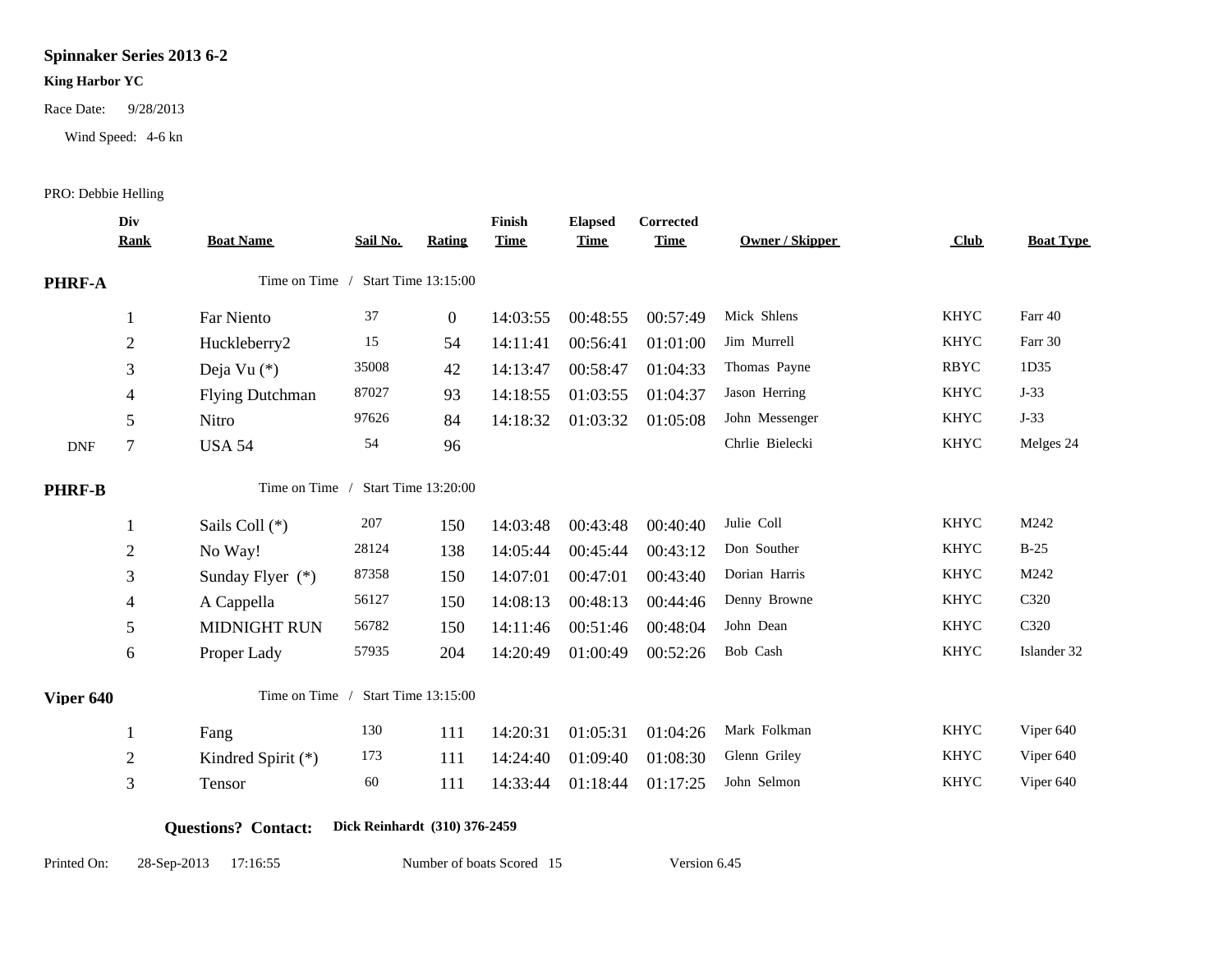# Spinnaker Series 2013 6-2

**King Harbor YC**

Race Date: 9/28/2013

Wind Speed: 4-6 kn

PRO: Debbie Helling

| | Div Rank | Boat Name | Sail No. | Rating | Finish Time | Elapsed Time | Corrected Time | Owner / Skipper | Club | Boat Type |
|---|---|---|---|---|---|---|---|---|---|---|
| **PHRF-A** | | Time on Time / Start Time 13:15:00 | | | | | | | | |
| | 1 | Far Niento | 37 | 0 | 14:03:55 | 00:48:55 | 00:57:49 | Mick Shlens | KHYC | Farr 40 |
| | 2 | Huckleberry2 | 15 | 54 | 14:11:41 | 00:56:41 | 01:01:00 | Jim Murrell | KHYC | Farr 30 |
| | 3 | Deja Vu (*) | 35008 | 42 | 14:13:47 | 00:58:47 | 01:04:33 | Thomas Payne | RBYC | 1D35 |
| | 4 | Flying Dutchman | 87027 | 93 | 14:18:55 | 01:03:55 | 01:04:37 | Jason Herring | KHYC | J-33 |
| | 5 | Nitro | 97626 | 84 | 14:18:32 | 01:03:32 | 01:05:08 | John Messenger | KHYC | J-33 |
| DNF | 7 | USA 54 | 54 | 96 | | | | Chrlie Bielecki | KHYC | Melges 24 |
| **PHRF-B** | | Time on Time / Start Time 13:20:00 | | | | | | | | |
| | 1 | Sails Coll (*) | 207 | 150 | 14:03:48 | 00:43:48 | 00:40:40 | Julie Coll | KHYC | M242 |
| | 2 | No Way! | 28124 | 138 | 14:05:44 | 00:45:44 | 00:43:12 | Don Souther | KHYC | B-25 |
| | 3 | Sunday Flyer (*) | 87358 | 150 | 14:07:01 | 00:47:01 | 00:43:40 | Dorian Harris | KHYC | M242 |
| | 4 | A Cappella | 56127 | 150 | 14:08:13 | 00:48:13 | 00:44:46 | Denny Browne | KHYC | C320 |
| | 5 | MIDNIGHT RUN | 56782 | 150 | 14:11:46 | 00:51:46 | 00:48:04 | John Dean | KHYC | C320 |
| | 6 | Proper Lady | 57935 | 204 | 14:20:49 | 01:00:49 | 00:52:26 | Bob Cash | KHYC | Islander 32 |
| **Viper 640** | | Time on Time / Start Time 13:15:00 | | | | | | | | |
| | 1 | Fang | 130 | 111 | 14:20:31 | 01:05:31 | 01:04:26 | Mark Folkman | KHYC | Viper 640 |
| | 2 | Kindred Spirit (*) | 173 | 111 | 14:24:40 | 01:09:40 | 01:08:30 | Glenn Griley | KHYC | Viper 640 |
| | 3 | Tensor | 60 | 111 | 14:33:44 | 01:18:44 | 01:17:25 | John Selmon | KHYC | Viper 640 |

**Questions? Contact:** **Dick Reinhardt (310) 376-2459**

Printed On: 28-Sep-2013 17:16:55 Number of boats Scored 15 Version 6.45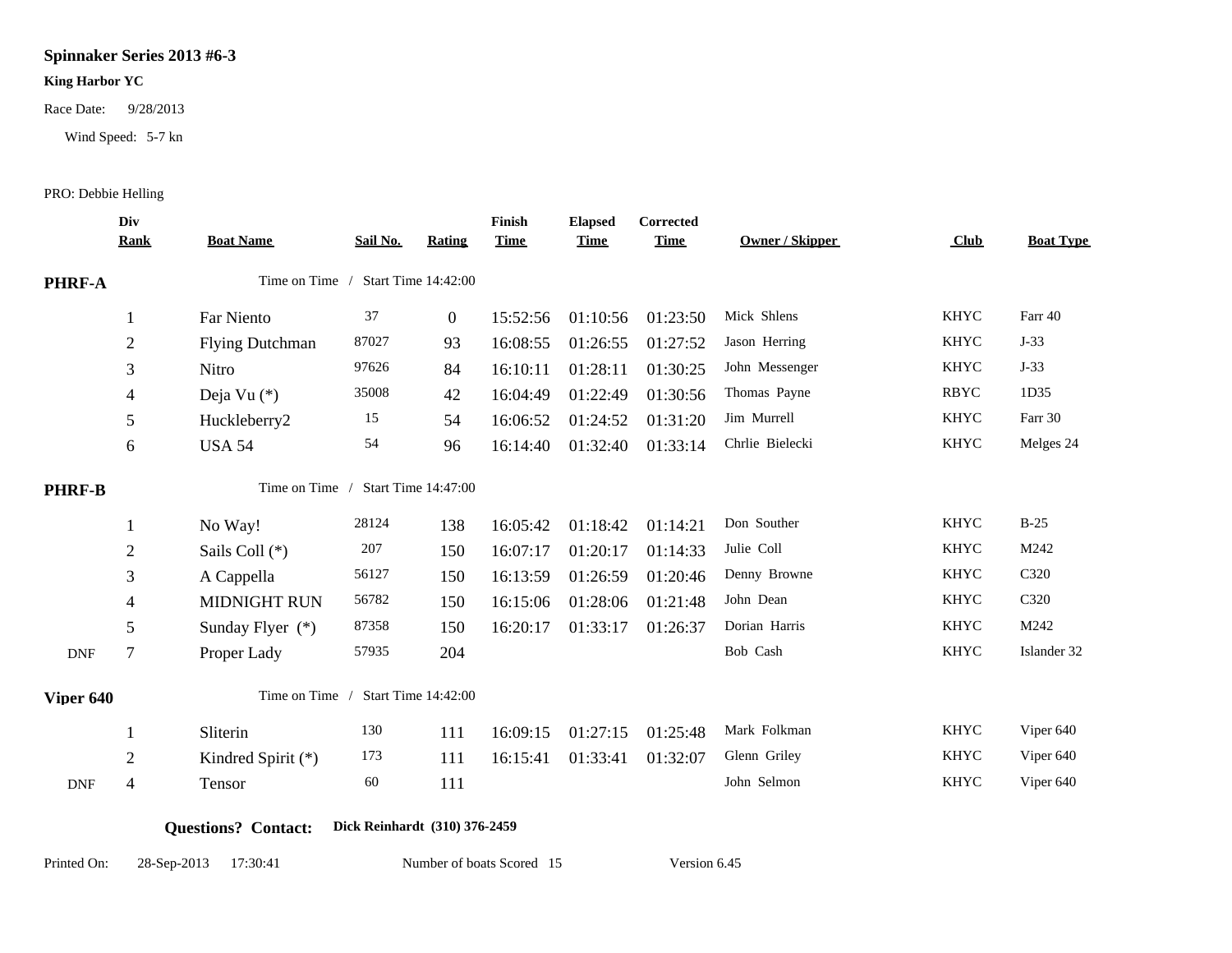**Spinnaker Series 2013 #6-3**

**King Harbor YC**

Race Date: 9/28/2013

Wind Speed: 5-7 kn

PRO: Debbie Helling

| | Div Rank | Boat Name | Sail No. | Rating | Finish Time | Elapsed Time | Corrected Time | Owner / Skipper | Club | Boat Type |
|---|---|---|---|---|---|---|---|---|---|---|
| **PHRF-A** | | Time on Time / Start Time 14:42:00 | | | | | | | | |
| | 1 | Far Niento | 37 | 0 | 15:52:56 | 01:10:56 | 01:23:50 | Mick Shlens | KHYC | Farr 40 |
| | 2 | Flying Dutchman | 87027 | 93 | 16:08:55 | 01:26:55 | 01:27:52 | Jason Herring | KHYC | J-33 |
| | 3 | Nitro | 97626 | 84 | 16:10:11 | 01:28:11 | 01:30:25 | John Messenger | KHYC | J-33 |
| | 4 | Deja Vu (*) | 35008 | 42 | 16:04:49 | 01:22:49 | 01:30:56 | Thomas Payne | RBYC | 1D35 |
| | 5 | Huckleberry2 | 15 | 54 | 16:06:52 | 01:24:52 | 01:31:20 | Jim Murrell | KHYC | Farr 30 |
| | 6 | USA 54 | 54 | 96 | 16:14:40 | 01:32:40 | 01:33:14 | Chrlie Bielecki | KHYC | Melges 24 |
| **PHRF-B** | | Time on Time / Start Time 14:47:00 | | | | | | | | |
| | 1 | No Way! | 28124 | 138 | 16:05:42 | 01:18:42 | 01:14:21 | Don Souther | KHYC | B-25 |
| | 2 | Sails Coll (*) | 207 | 150 | 16:07:17 | 01:20:17 | 01:14:33 | Julie Coll | KHYC | M242 |
| | 3 | A Cappella | 56127 | 150 | 16:13:59 | 01:26:59 | 01:20:46 | Denny Browne | KHYC | C320 |
| | 4 | MIDNIGHT RUN | 56782 | 150 | 16:15:06 | 01:28:06 | 01:21:48 | John Dean | KHYC | C320 |
| | 5 | Sunday Flyer (*) | 87358 | 150 | 16:20:17 | 01:33:17 | 01:26:37 | Dorian Harris | KHYC | M242 |
| DNF | 7 | Proper Lady | 57935 | 204 | | | | Bob Cash | KHYC | Islander 32 |
| **Viper 640** | | Time on Time / Start Time 14:42:00 | | | | | | | | |
| | 1 | Sliterin | 130 | 111 | 16:09:15 | 01:27:15 | 01:25:48 | Mark Folkman | KHYC | Viper 640 |
| | 2 | Kindred Spirit (*) | 173 | 111 | 16:15:41 | 01:33:41 | 01:32:07 | Glenn Griley | KHYC | Viper 640 |
| DNF | 4 | Tensor | 60 | 111 | | | | John Selmon | KHYC | Viper 640 |

**Questions? Contact:** **Dick Reinhardt (310) 376-2459**

Printed On: 28-Sep-2013 17:30:41 Number of boats Scored 15 Version 6.45